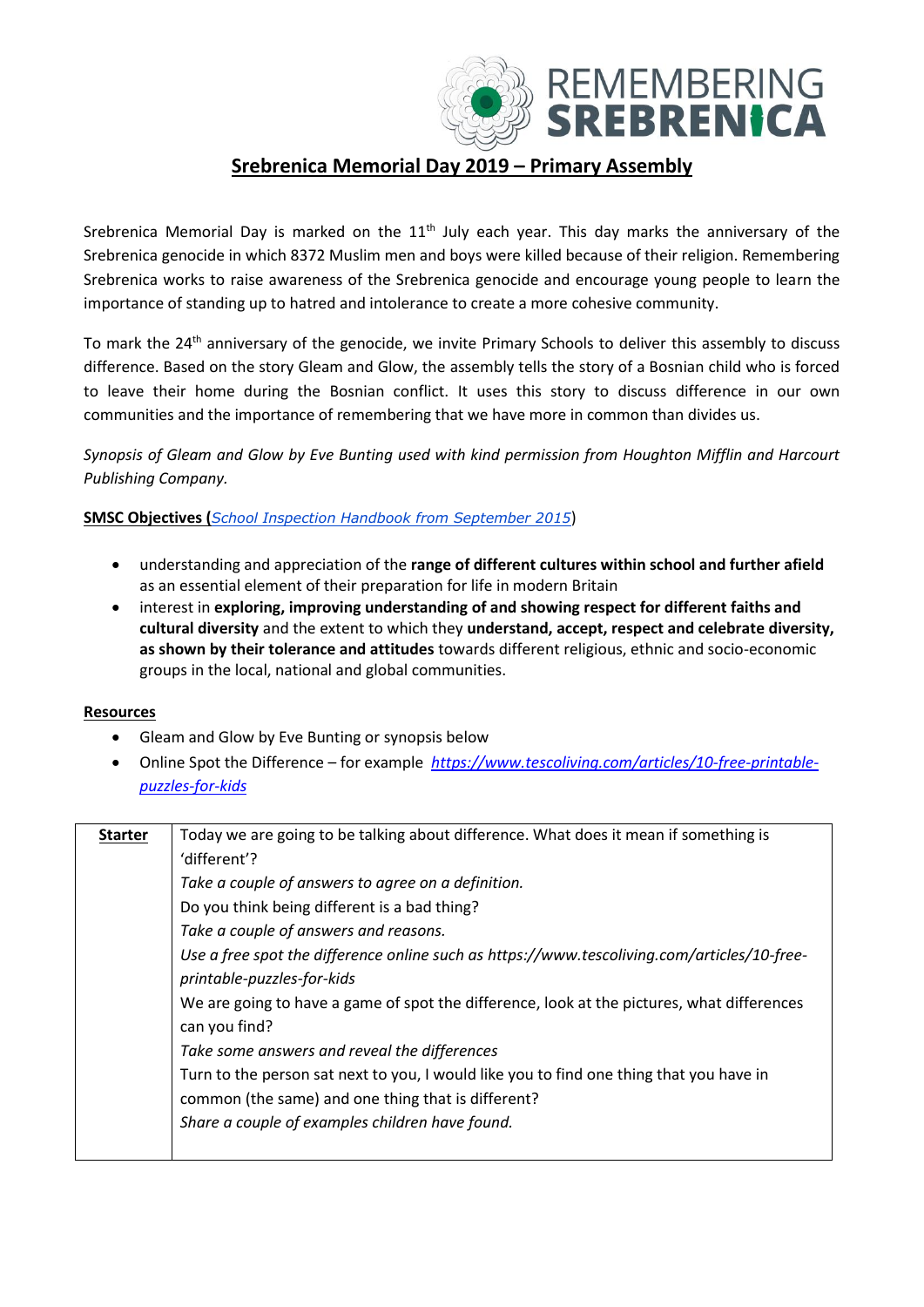REMEMBERING SREBRENICA

# Srebrenica Memorial Day 2019 – Primary Assembly

Srebrenica Memorial Day is marked on the 11th July each year. This day marks the anniversary of the Srebrenica genocide in which 8372 Muslim men and boys were killed because of their religion. Remembering Srebrenica works to raise awareness of the Srebrenica genocide and encourage young people to learn the importance of standing up to hatred and intolerance to create a more cohesive community.

To mark the 24th anniversary of the genocide, we invite Primary Schools to deliver this assembly to discuss difference. Based on the story Gleam and Glow, the assembly tells the story of a Bosnian child who is forced to leave their home during the Bosnian conflict. It uses this story to discuss difference in our own communities and the importance of remembering that we have more in common than divides us.

*Synopsis of Gleam and Glow by Eve Bunting used with kind permission from Houghton Mifflin and Harcourt Publishing Company.*

**SMSC Objectives (*School Inspection Handbook from September 2015*)**

- understanding and appreciation of the **range of different cultures within school and further afield** as an essential element of their preparation for life in modern Britain
- interest in **exploring, improving understanding of and showing respect for different faiths and cultural diversity** and the extent to which they **understand, accept, respect and celebrate diversity, as shown by their tolerance and attitudes** towards different religious, ethnic and socio-economic groups in the local, national and global communities.

**Resources**

- Gleam and Glow by Eve Bunting or synopsis below
- Online Spot the Difference – for example *https://www.tescoliving.com/articles/10-free-printable-puzzles-for-kids*

| **Starter** | Today we are going to be talking about difference. What does it mean if something is 'different'?<br>*Take a couple of answers to agree on a definition.*<br>Do you think being different is a bad thing?<br>*Take a couple of answers and reasons.*<br>*Use a free spot the difference online such as https://www.tescoliving.com/articles/10-free-printable-puzzles-for-kids*<br>We are going to have a game of spot the difference, look at the pictures, what differences can you find?<br>*Take some answers and reveal the differences*<br>Turn to the person sat next to you, I would like you to find one thing that you have in common (the same) and one thing that is different?<br>*Share a couple of examples children have found.* |
|---|---|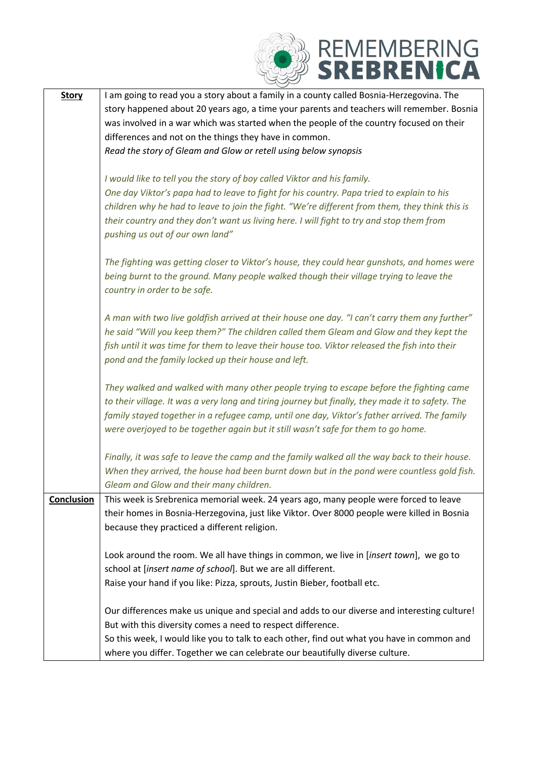| | |
|---|---|
| **Story** | I am going to read you a story about a family in a county called Bosnia-Herzegovina. The story happened about 20 years ago, a time your parents and teachers will remember. Bosnia was involved in a war which was started when the people of the country focused on their differences and not on the things they have in common.<br>*Read the story of Gleam and Glow or retell using below synopsis*<br><br>*I would like to tell you the story of boy called Viktor and his family.*<br>*One day Viktor's papa had to leave to fight for his country. Papa tried to explain to his children why he had to leave to join the fight. "We're different from them, they think this is their country and they don't want us living here. I will fight to try and stop them from pushing us out of our own land"*<br><br>*The fighting was getting closer to Viktor's house, they could hear gunshots, and homes were being burnt to the ground. Many people walked though their village trying to leave the country in order to be safe.*<br><br>*A man with two live goldfish arrived at their house one day. "I can't carry them any further" he said "Will you keep them?" The children called them Gleam and Glow and they kept the fish until it was time for them to leave their house too. Viktor released the fish into their pond and the family locked up their house and left.*<br><br>*They walked and walked with many other people trying to escape before the fighting came to their village. It was a very long and tiring journey but finally, they made it to safety. The family stayed together in a refugee camp, until one day, Viktor's father arrived. The family were overjoyed to be together again but it still wasn't safe for them to go home.*<br><br>*Finally, it was safe to leave the camp and the family walked all the way back to their house. When they arrived, the house had been burnt down but in the pond were countless gold fish. Gleam and Glow and their many children.* |
| **Conclusion** | This week is Srebrenica memorial week. 24 years ago, many people were forced to leave their homes in Bosnia-Herzegovina, just like Viktor. Over 8000 people were killed in Bosnia because they practiced a different religion.<br><br>Look around the room. We all have things in common, we live in [*insert town*], we go to school at [*insert name of school*]. But we are all different.<br>Raise your hand if you like: Pizza, sprouts, Justin Bieber, football etc.<br><br>Our differences make us unique and special and adds to our diverse and interesting culture! But with this diversity comes a need to respect difference.<br>So this week, I would like you to talk to each other, find out what you have in common and where you differ. Together we can celebrate our beautifully diverse culture. |